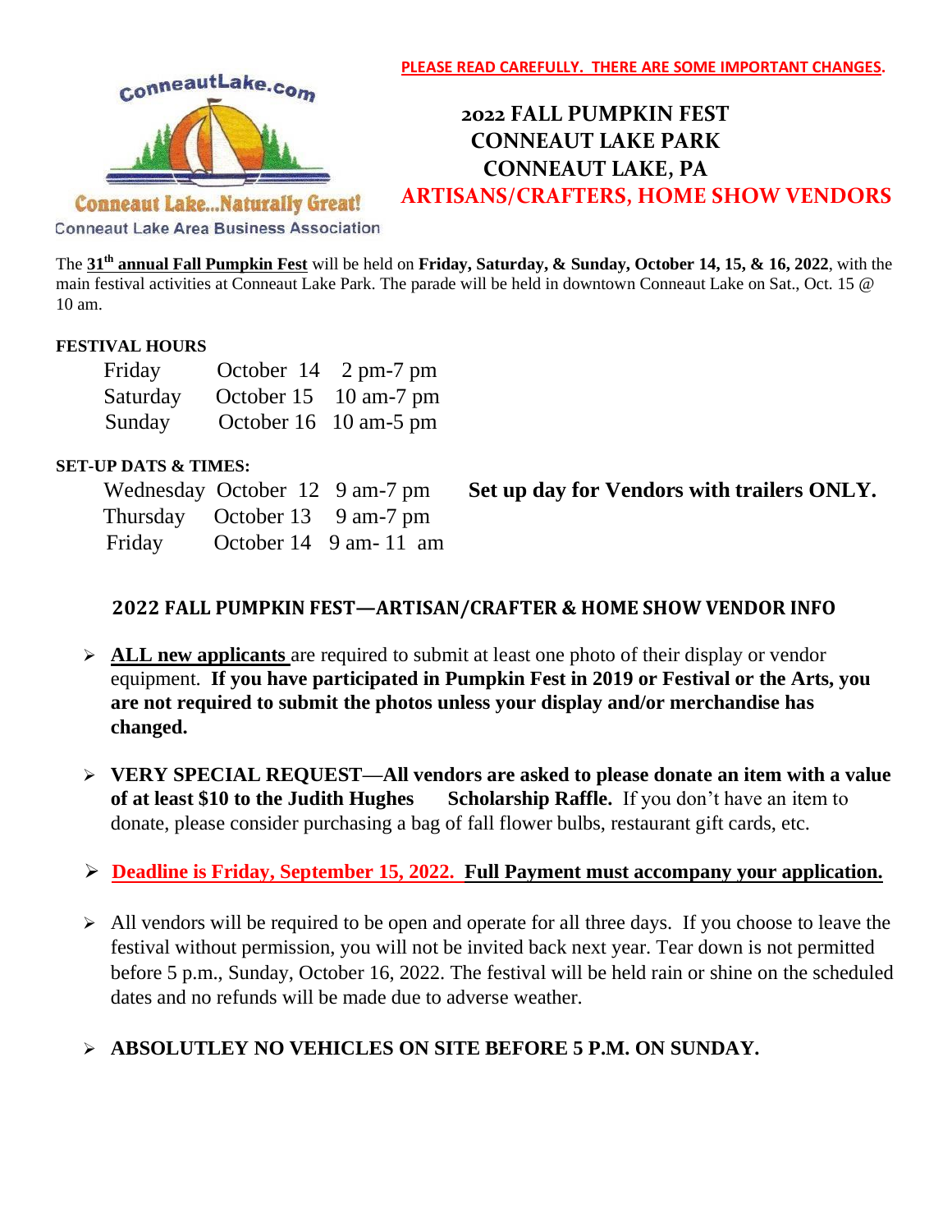**PLEASE READ CAREFULLY. THERE ARE SOME IMPORTANT CHANGES.**

ConneautLake.com

Conneaut Lake...Naturally Great!

Conneaut Lake Area Business Association

# 2022 FALL PUMPKIN FEST
# CONNEAUT LAKE PARK
# CONNEAUT LAKE, PA
## ARTISANS/CRAFTERS, HOME SHOW VENDORS

The **31th annual Fall Pumpkin Fest** will be held on **Friday, Saturday, & Sunday, October 14, 15, & 16, 2022**, with the main festival activities at Conneaut Lake Park. The parade will be held in downtown Conneaut Lake on Sat., Oct. 15 @ 10 am.

**FESTIVAL HOURS**

| | | |
|---|---|---|
| Friday | October 14 | 2 pm-7 pm |
| Saturday | October 15 | 10 am-7 pm |
| Sunday | October 16 | 10 am-5 pm |

**SET-UP DATS & TIMES:**

| | | | |
|---|---|---|---|
| Wednesday | October 12 | 9 am-7 pm | **Set up day for Vendors with trailers ONLY.** |
| Thursday | October 13 | 9 am-7 pm | |
| Friday | October 14 | 9 am- 11 am | |

## 2022 FALL PUMPKIN FEST—ARTISAN/CRAFTER & HOME SHOW VENDOR INFO

- **ALL new applicants** are required to submit at least one photo of their display or vendor equipment. **If you have participated in Pumpkin Fest in 2019 or Festival or the Arts, you are not required to submit the photos unless your display and/or merchandise has changed.**
- **VERY SPECIAL REQUEST—All vendors are asked to please donate an item with a value of at least $10 to the Judith Hughes Scholarship Raffle.** If you don't have an item to donate, please consider purchasing a bag of fall flower bulbs, restaurant gift cards, etc.
- **Deadline is Friday, September 15, 2022. Full Payment must accompany your application.**
- All vendors will be required to be open and operate for all three days. If you choose to leave the festival without permission, you will not be invited back next year. Tear down is not permitted before 5 p.m., Sunday, October 16, 2022. The festival will be held rain or shine on the scheduled dates and no refunds will be made due to adverse weather.
- **ABSOLUTLEY NO VEHICLES ON SITE BEFORE 5 P.M. ON SUNDAY.**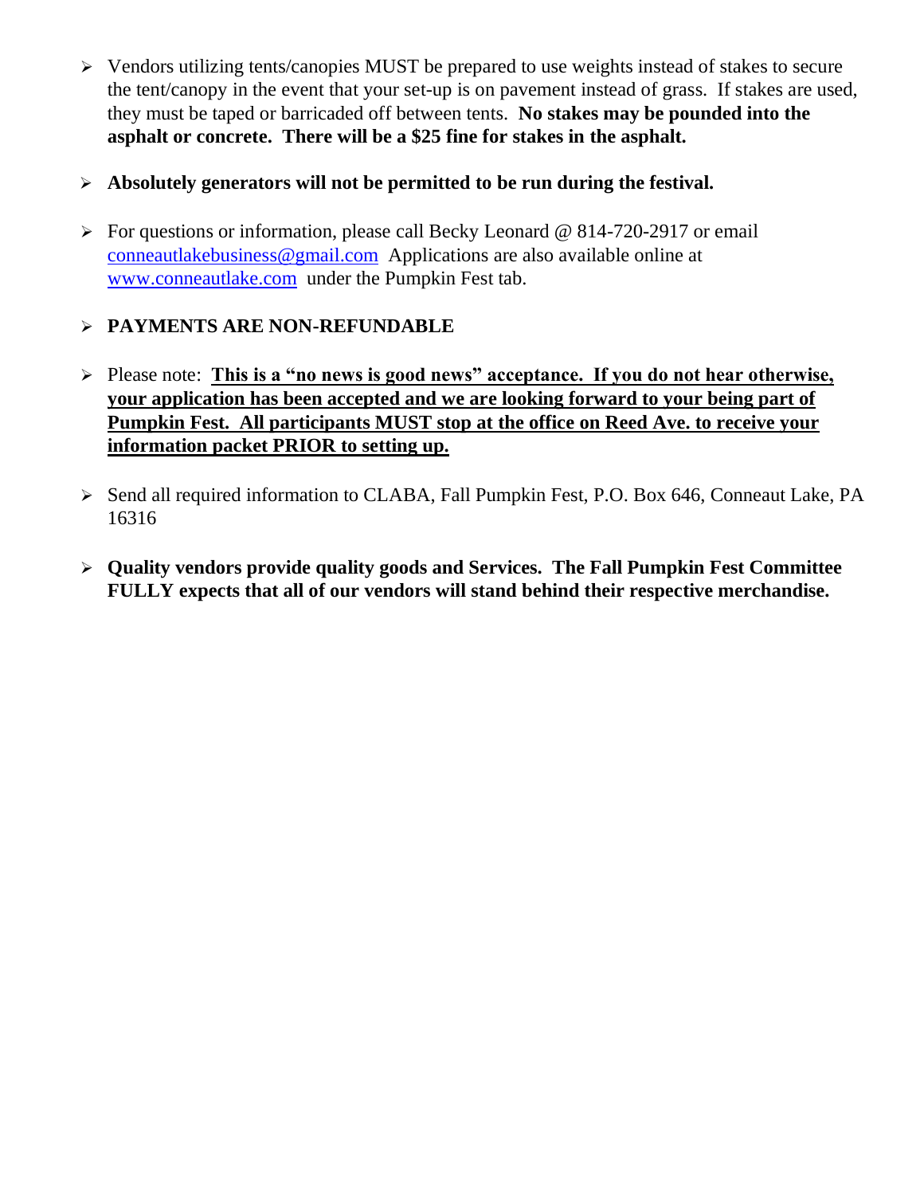- Vendors utilizing tents/canopies MUST be prepared to use weights instead of stakes to secure the tent/canopy in the event that your set-up is on pavement instead of grass. If stakes are used, they must be taped or barricaded off between tents. **No stakes may be pounded into the asphalt or concrete. There will be a $25 fine for stakes in the asphalt.**

- **Absolutely generators will not be permitted to be run during the festival.**

- For questions or information, please call Becky Leonard @ 814-720-2917 or email [conneautlakebusiness@gmail.com](mailto:conneautlakebusiness@gmail.com) Applications are also available online at [www.conneautlake.com](http://www.conneautlake.com) under the Pumpkin Fest tab.

- **PAYMENTS ARE NON-REFUNDABLE**

- Please note: <u>**This is a "no news is good news" acceptance. If you do not hear otherwise, your application has been accepted and we are looking forward to your being part of Pumpkin Fest. All participants MUST stop at the office on Reed Ave. to receive your information packet PRIOR to setting up.**</u>

- Send all required information to CLABA, Fall Pumpkin Fest, P.O. Box 646, Conneaut Lake, PA 16316

- **Quality vendors provide quality goods and Services. The Fall Pumpkin Fest Committee FULLY expects that all of our vendors will stand behind their respective merchandise.**